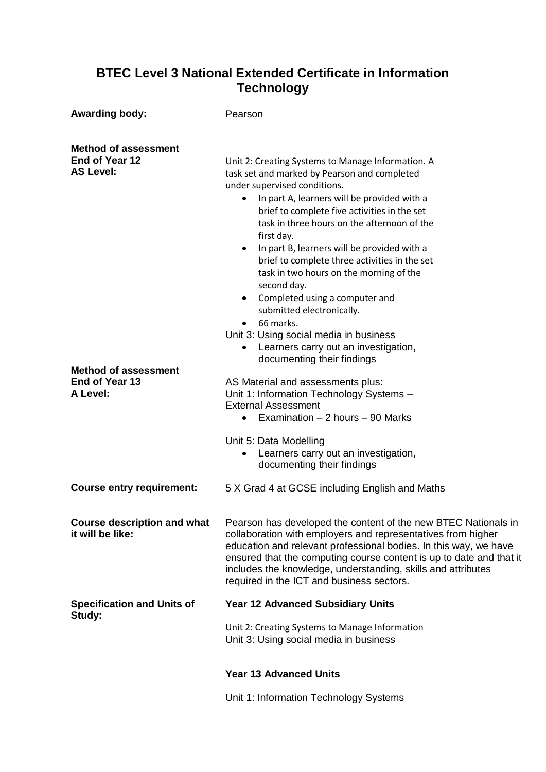# BTEC Level 3 National Extended Certificate in Information Technology

**Awarding body:** Pearson

**Method of assessment End of Year 12 AS Level:**

Unit 2: Creating Systems to Manage Information. A task set and marked by Pearson and completed under supervised conditions.

- In part A, learners will be provided with a brief to complete five activities in the set task in three hours on the afternoon of the first day.
- In part B, learners will be provided with a brief to complete three activities in the set task in two hours on the morning of the second day.
- Completed using a computer and submitted electronically.
- 66 marks.

Unit 3: Using social media in business

- Learners carry out an investigation, documenting their findings

**Method of assessment End of Year 13 A Level:**

AS Material and assessments plus:
Unit 1: Information Technology Systems – External Assessment

- Examination – 2 hours – 90 Marks

Unit 5: Data Modelling

- Learners carry out an investigation, documenting their findings

**Course entry requirement:** 5 X Grad 4 at GCSE including English and Maths

**Course description and what it will be like:**

Pearson has developed the content of the new BTEC Nationals in collaboration with employers and representatives from higher education and relevant professional bodies. In this way, we have ensured that the computing course content is up to date and that it includes the knowledge, understanding, skills and attributes required in the ICT and business sectors.

**Specification and Units of Study:**

**Year 12 Advanced Subsidiary Units**

Unit 2: Creating Systems to Manage Information
Unit 3: Using social media in business

**Year 13 Advanced Units**

Unit 1: Information Technology Systems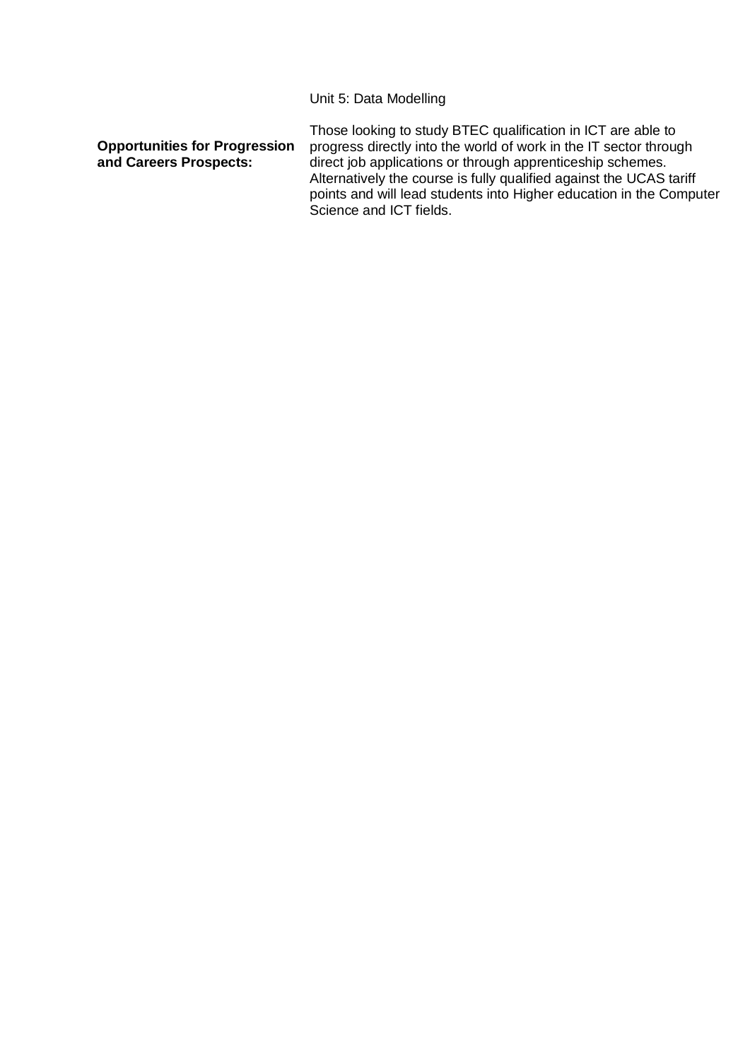| | |
|---|---|
| | Unit 5: Data Modelling |
| **Opportunities for Progression and Careers Prospects:** | Those looking to study BTEC qualification in ICT are able to progress directly into the world of work in the IT sector through direct job applications or through apprenticeship schemes. Alternatively the course is fully qualified against the UCAS tariff points and will lead students into Higher education in the Computer Science and ICT fields. |